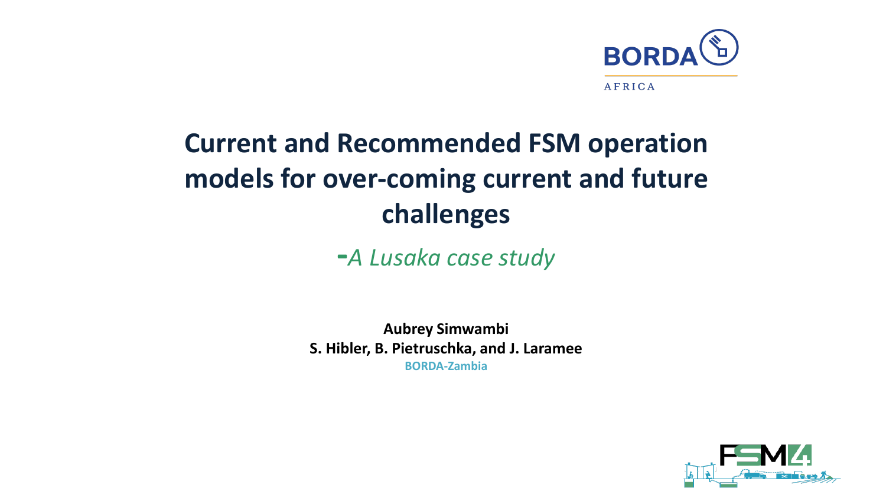BORDA

AFRICA

# Current and Recommended FSM operation models for over-coming current and future challenges

*-A Lusaka case study*

**Aubrey Simwambi**
**S. Hibler, B. Pietruschka, and J. Laramee**
**BORDA-Zambia**

FSM4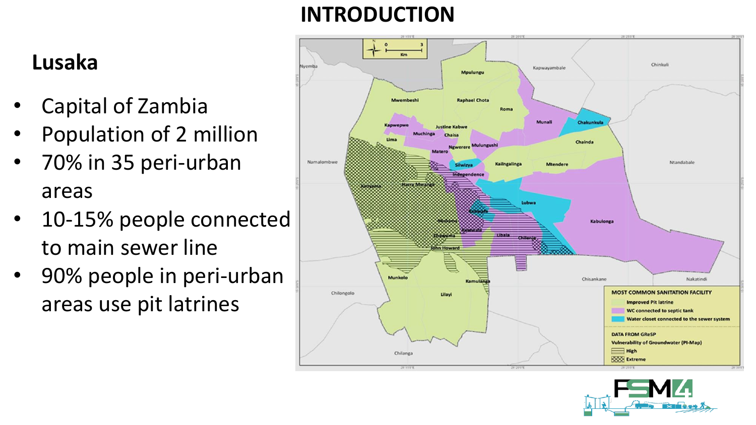# INTRODUCTION

## Lusaka

- Capital of Zambia
- Population of 2 million
- 70% in 35 peri-urban areas
- 10-15% people connected to main sewer line
- 90% people in peri-urban areas use pit latrines

MOST COMMON SANITATION FACILITY

Improved Pit latrine

WC connected to septic tank

Water closet connected to the sewer system

DATA FROM GReSP

Vulnerability of Groundwater (PI-Map)

High

Extreme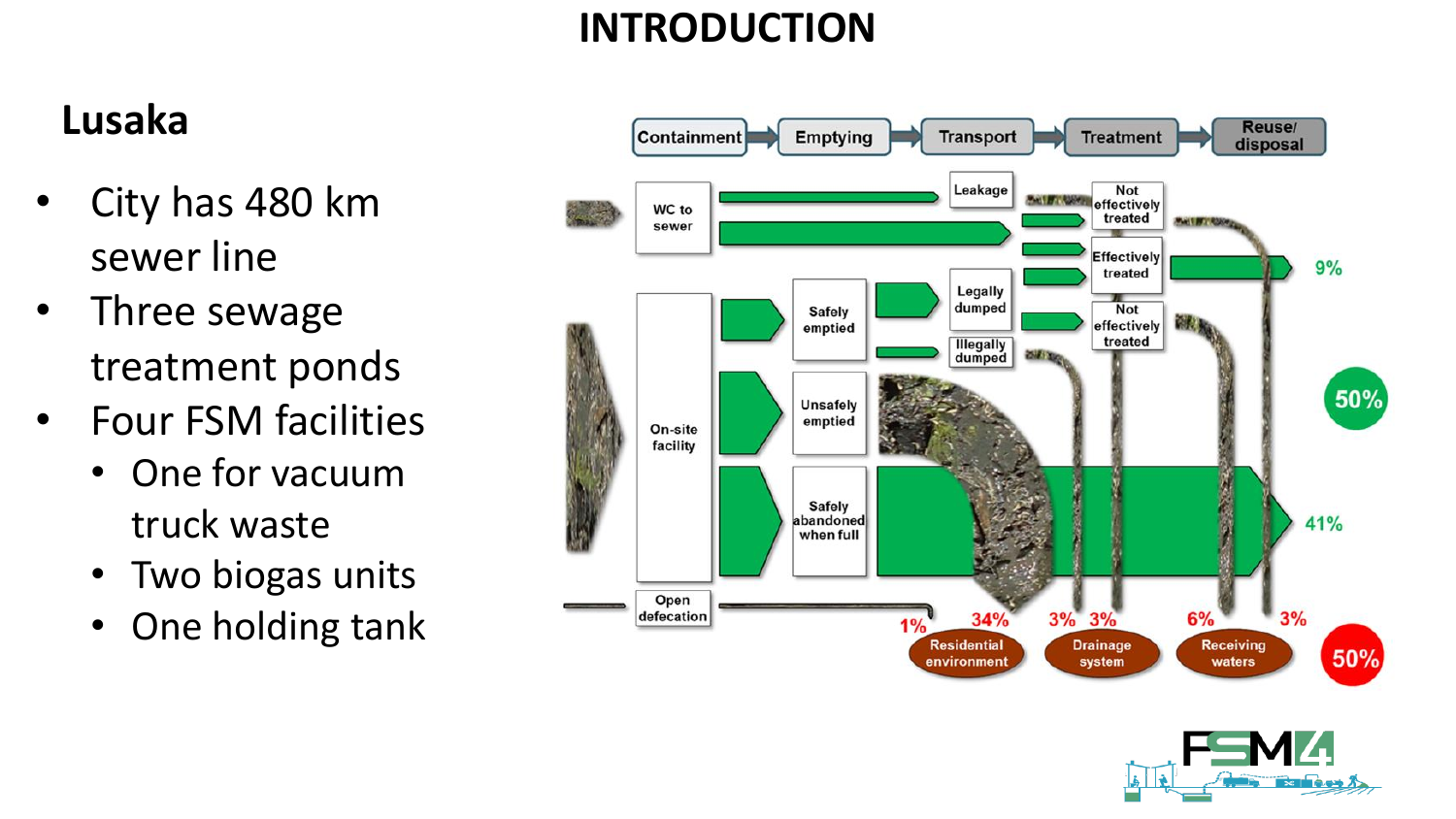# INTRODUCTION

## Lusaka

- City has 480 km sewer line
- Three sewage treatment ponds
- Four FSM facilities
  - One for vacuum truck waste
  - Two biogas units
  - One holding tank

Containment
Emptying
Transport
Treatment
Reuse/ disposal

WC to sewer
Leakage
Not effectively treated
Effectively treated
9%
Safely emptied
Legally dumped
Not effectively treated
Illegally dumped
On-site facility
Unsafely emptied
50%
Safely abandoned when full
41%
Open defecation
1%
34%
3%
3%
6%
3%
Residential environment
Drainage system
Receiving waters
50%

FSM4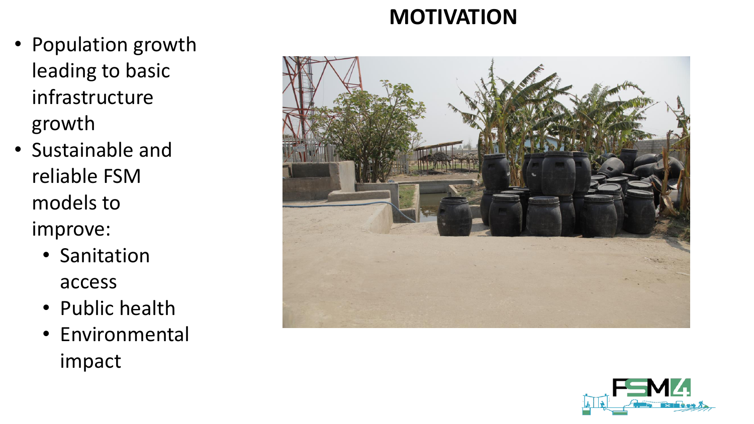# MOTIVATION

- Population growth leading to basic infrastructure growth
- Sustainable and reliable FSM models to improve:
  - Sanitation access
  - Public health
  - Environmental impact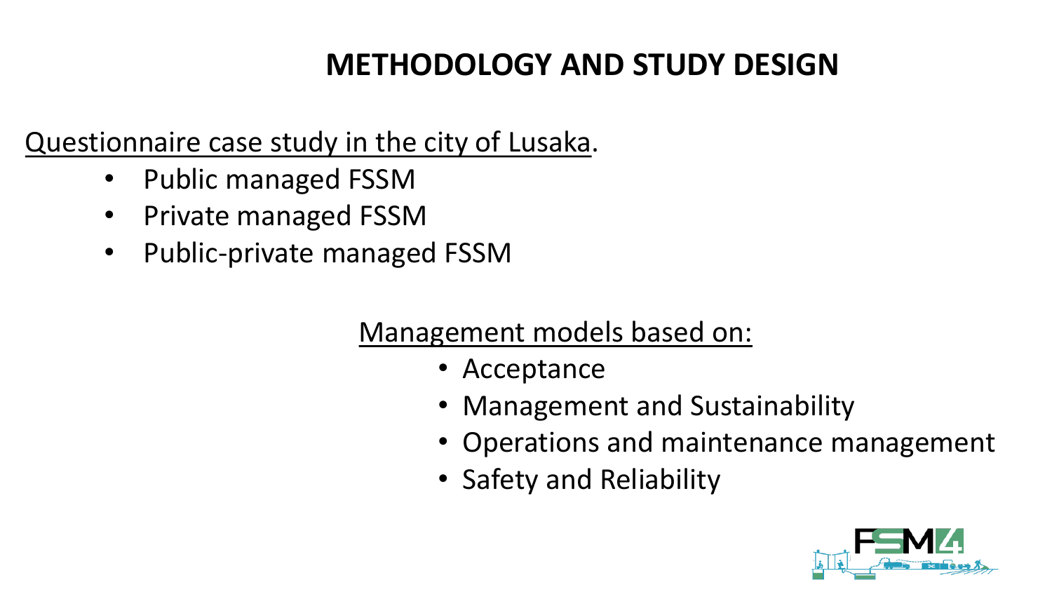# METHODOLOGY AND STUDY DESIGN

<u>Questionnaire case study in the city of Lusaka</u>.

- Public managed FSSM
- Private managed FSSM
- Public-private managed FSSM

<u>Management models based on:</u>

- Acceptance
- Management and Sustainability
- Operations and maintenance management
- Safety and Reliability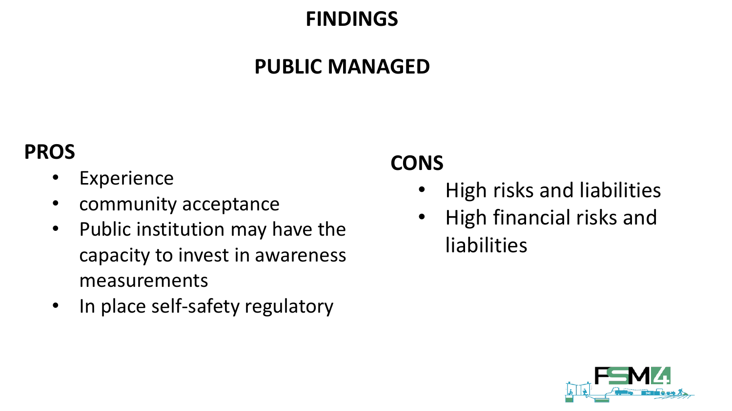# FINDINGS

## PUBLIC MANAGED

### PROS

- Experience
- community acceptance
- Public institution may have the capacity to invest in awareness measurements
- In place self-safety regulatory

### CONS

- High risks and liabilities
- High financial risks and liabilities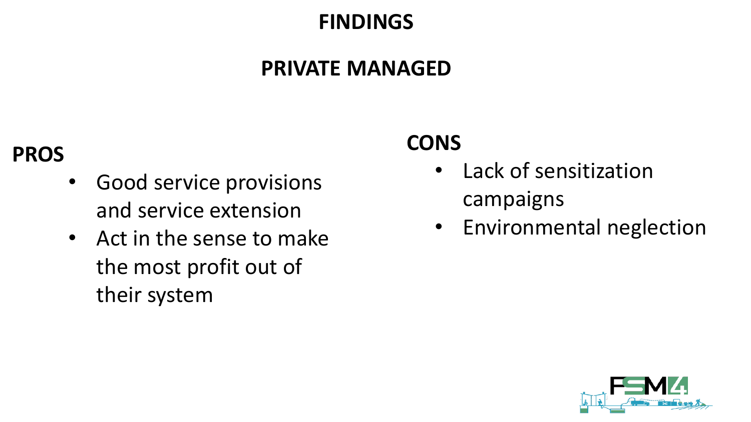# FINDINGS

## PRIVATE MANAGED

**PROS**

- Good service provisions and service extension
- Act in the sense to make the most profit out of their system

**CONS**

- Lack of sensitization campaigns
- Environmental neglection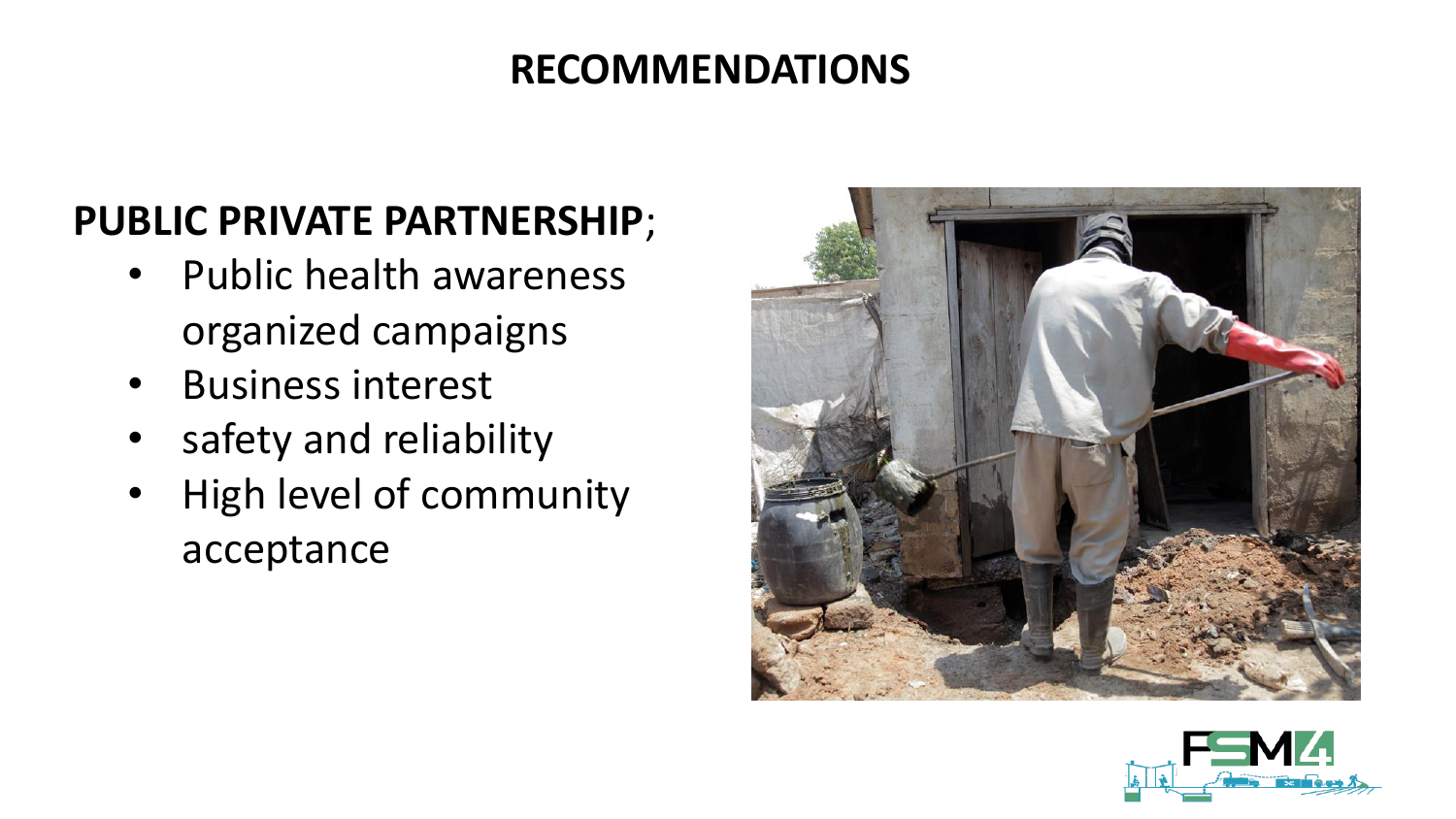# RECOMMENDATIONS

**PUBLIC PRIVATE PARTNERSHIP**;

- Public health awareness organized campaigns
- Business interest
- safety and reliability
- High level of community acceptance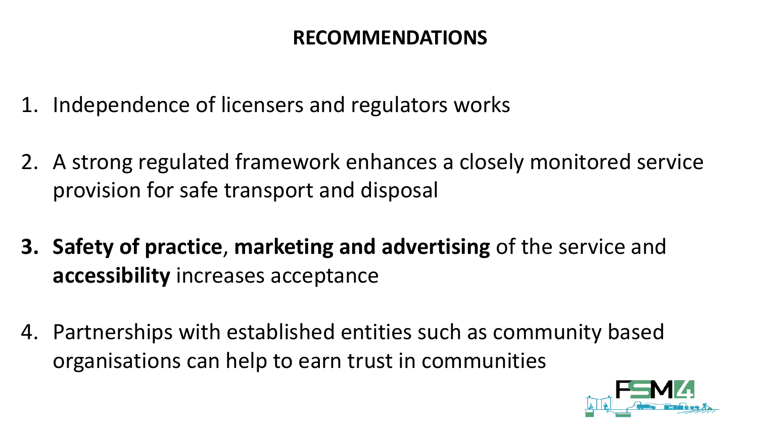# RECOMMENDATIONS

1. Independence of licensers and regulators works

2. A strong regulated framework enhances a closely monitored service provision for safe transport and disposal

3. **Safety of practice**, **marketing and advertising** of the service and **accessibility** increases acceptance

4. Partnerships with established entities such as community based organisations can help to earn trust in communities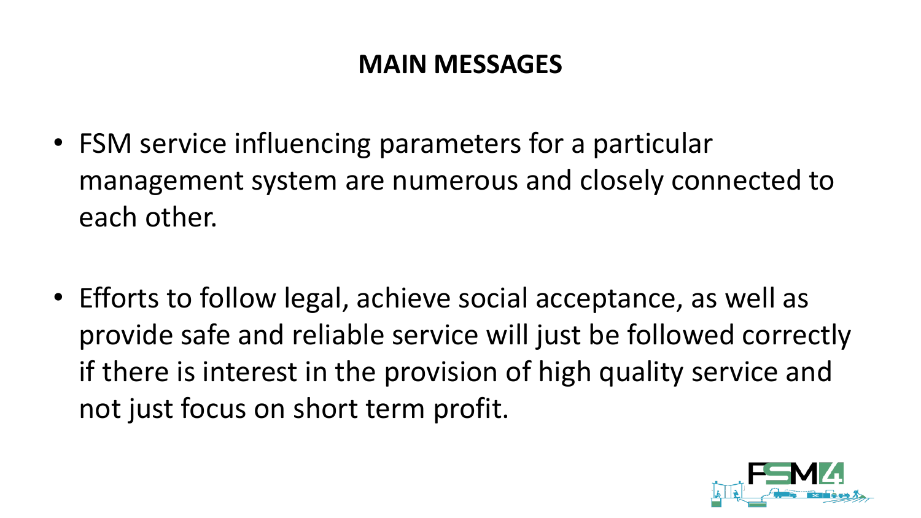# MAIN MESSAGES

- FSM service influencing parameters for a particular management system are numerous and closely connected to each other.

- Efforts to follow legal, achieve social acceptance, as well as provide safe and reliable service will just be followed correctly if there is interest in the provision of high quality service and not just focus on short term profit.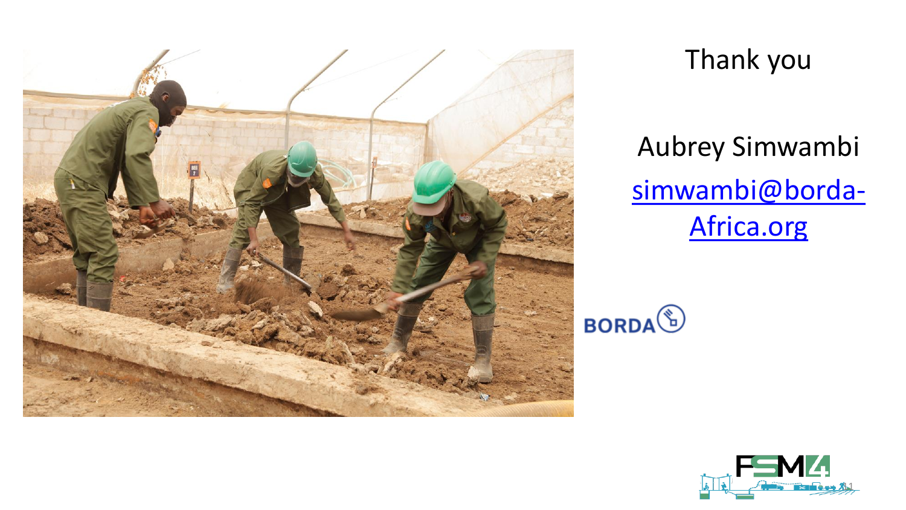Thank you

Aubrey Simwambi

simwambi@borda-Africa.org